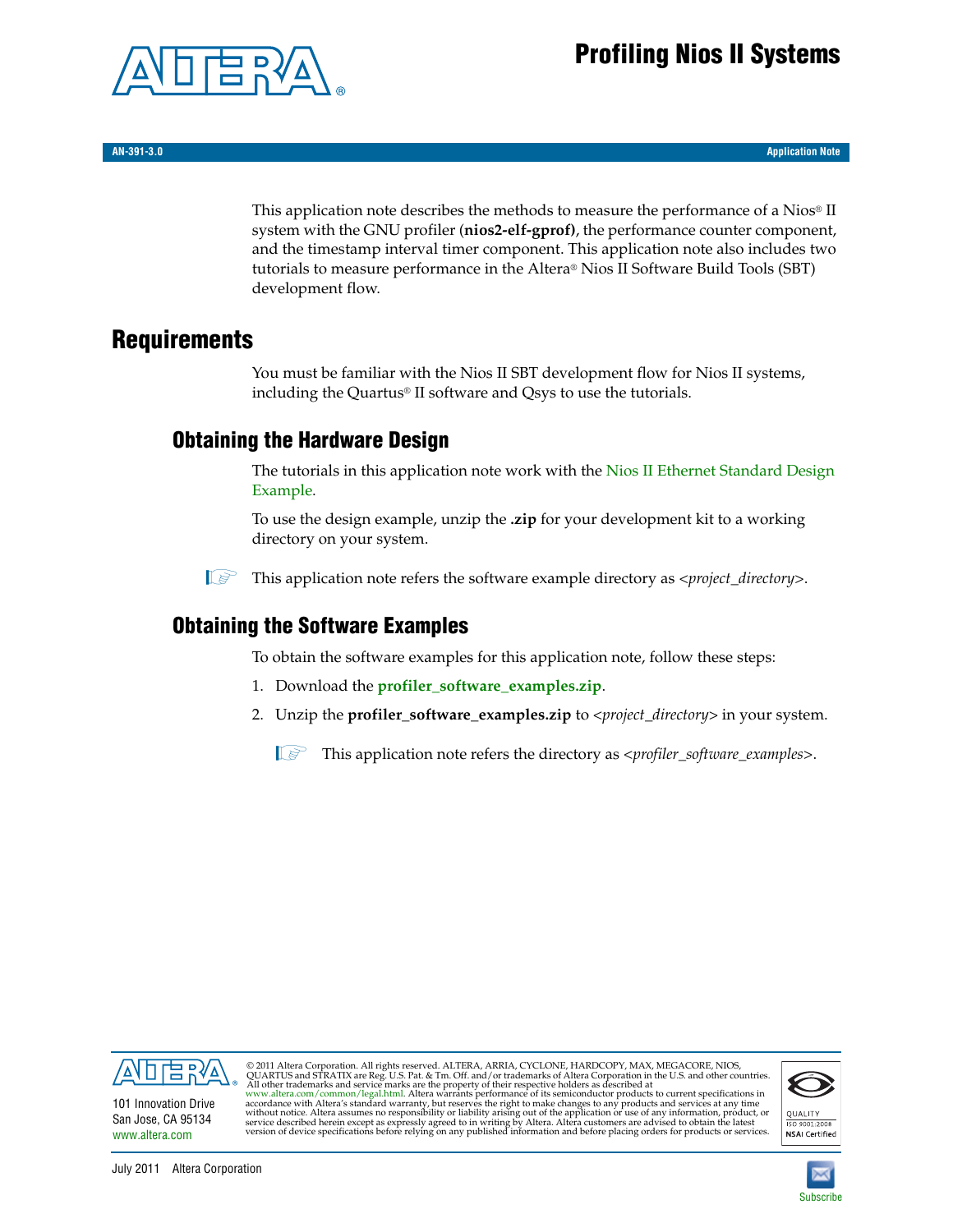# Profiling Nios II Systems

AN-391-3.0 Application Note

This application note describes the methods to measure the performance of a Nios® II system with the GNU profiler (**nios2-elf-gprof)**, the performance counter component, and the timestamp interval timer component. This application note also includes two tutorials to measure performance in the Altera® Nios II Software Build Tools (SBT) development flow.

## Requirements

You must be familiar with the Nios II SBT development flow for Nios II systems, including the Quartus® II software and Qsys to use the tutorials.

### Obtaining the Hardware Design

The tutorials in this application note work with the Nios II Ethernet Standard Design Example.

To use the design example, unzip the **.zip** for your development kit to a working directory on your system.

This application note refers the software example directory as <*project_directory*>.

### Obtaining the Software Examples

To obtain the software examples for this application note, follow these steps:

1. Download the **profiler_software_examples.zip**.
2. Unzip the **profiler_software_examples.zip** to <*project_directory*> in your system.

   This application note refers the directory as <*profiler_software_examples*>.

© 2011 Altera Corporation. All rights reserved. ALTERA, ARRIA, CYCLONE, HARDCOPY, MAX, MEGACORE, NIOS, QUARTUS and STRATIX are Reg. U.S. Pat. & Tm. Off. and/or trademarks of Altera Corporation in the U.S. and other countries. All other trademarks and service marks are the property of their respective holders as described at www.altera.com/common/legal.html. Altera warrants performance of its semiconductor products to current specifications in accordance with Altera's standard warranty, but reserves the right to make changes to any products and services at any time without notice. Altera assumes no responsibility or liability arising out of the application or use of any information, product, or service described herein except as expressly agreed to in writing by Altera. Altera customers are advised to obtain the latest version of device specifications before relying on any published information and before placing orders for products or services.

101 Innovation Drive
San Jose, CA 95134
www.altera.com

July 2011 Altera Corporation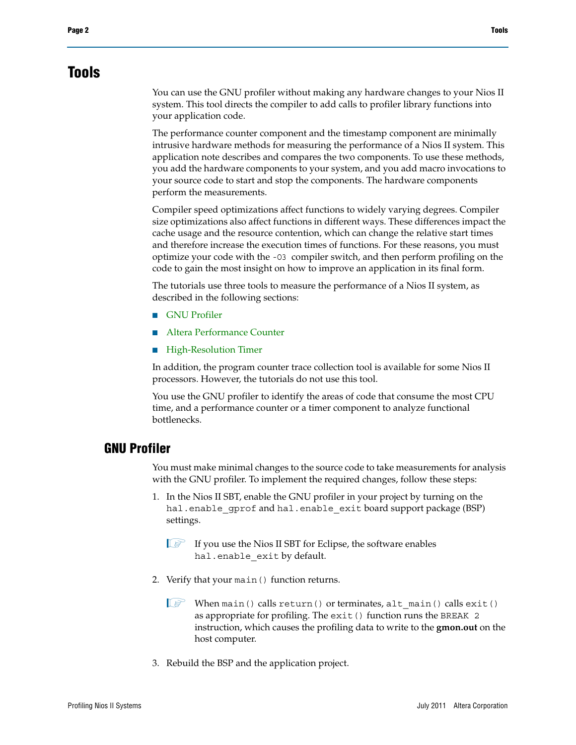# Tools

You can use the GNU profiler without making any hardware changes to your Nios II system. This tool directs the compiler to add calls to profiler library functions into your application code.

The performance counter component and the timestamp component are minimally intrusive hardware methods for measuring the performance of a Nios II system. This application note describes and compares the two components. To use these methods, you add the hardware components to your system, and you add macro invocations to your source code to start and stop the components. The hardware components perform the measurements.

Compiler speed optimizations affect functions to widely varying degrees. Compiler size optimizations also affect functions in different ways. These differences impact the cache usage and the resource contention, which can change the relative start times and therefore increase the execution times of functions. For these reasons, you must optimize your code with the `-O3` compiler switch, and then perform profiling on the code to gain the most insight on how to improve an application in its final form.

The tutorials use three tools to measure the performance of a Nios II system, as described in the following sections:

- GNU Profiler
- Altera Performance Counter
- High-Resolution Timer

In addition, the program counter trace collection tool is available for some Nios II processors. However, the tutorials do not use this tool.

You use the GNU profiler to identify the areas of code that consume the most CPU time, and a performance counter or a timer component to analyze functional bottlenecks.

## GNU Profiler

You must make minimal changes to the source code to take measurements for analysis with the GNU profiler. To implement the required changes, follow these steps:

1. In the Nios II SBT, enable the GNU profiler in your project by turning on the `hal.enable_gprof` and `hal.enable_exit` board support package (BSP) settings.

   If you use the Nios II SBT for Eclipse, the software enables `hal.enable_exit` by default.

2. Verify that your `main()` function returns.

   When `main()` calls `return()` or terminates, `alt_main()` calls `exit()` as appropriate for profiling. The `exit()` function runs the `BREAK 2` instruction, which causes the profiling data to write to the **gmon.out** on the host computer.

3. Rebuild the BSP and the application project.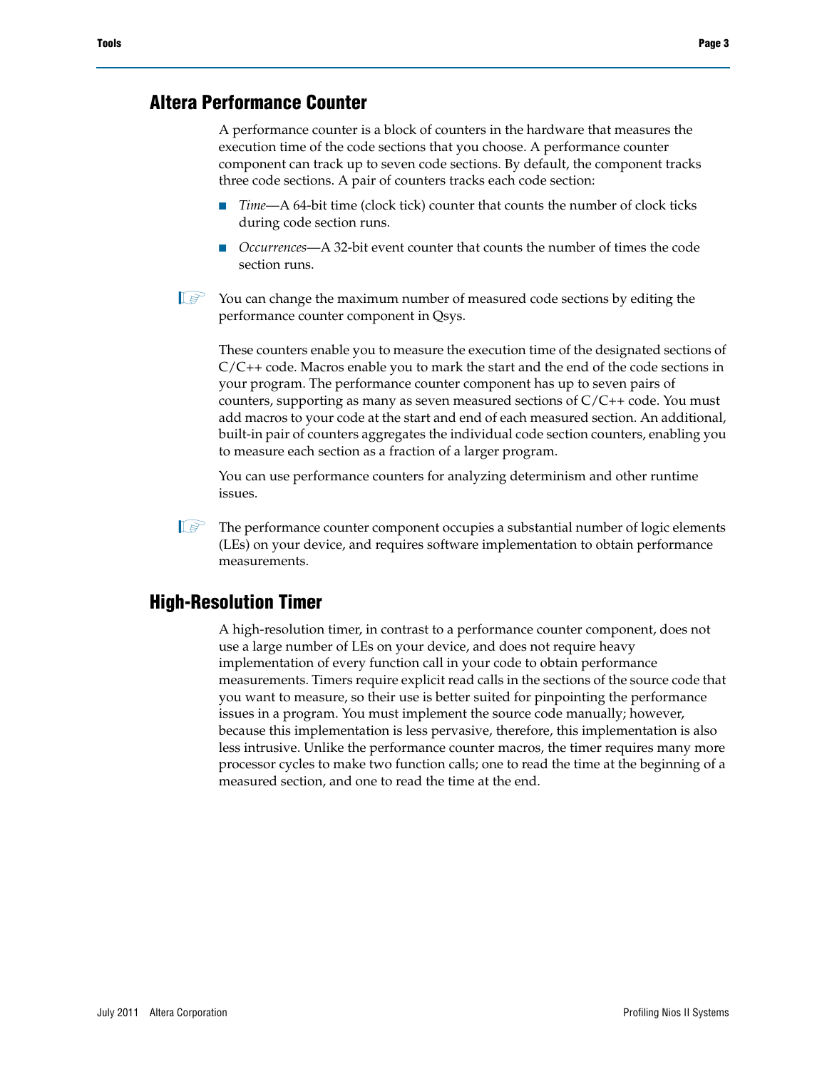## Altera Performance Counter

A performance counter is a block of counters in the hardware that measures the execution time of the code sections that you choose. A performance counter component can track up to seven code sections. By default, the component tracks three code sections. A pair of counters tracks each code section:

- *Time*—A 64-bit time (clock tick) counter that counts the number of clock ticks during code section runs.
- *Occurrences*—A 32-bit event counter that counts the number of times the code section runs.

☞ You can change the maximum number of measured code sections by editing the performance counter component in Qsys.

These counters enable you to measure the execution time of the designated sections of C/C++ code. Macros enable you to mark the start and the end of the code sections in your program. The performance counter component has up to seven pairs of counters, supporting as many as seven measured sections of C/C++ code. You must add macros to your code at the start and end of each measured section. An additional, built-in pair of counters aggregates the individual code section counters, enabling you to measure each section as a fraction of a larger program.

You can use performance counters for analyzing determinism and other runtime issues.

☞ The performance counter component occupies a substantial number of logic elements (LEs) on your device, and requires software implementation to obtain performance measurements.

## High-Resolution Timer

A high-resolution timer, in contrast to a performance counter component, does not use a large number of LEs on your device, and does not require heavy implementation of every function call in your code to obtain performance measurements. Timers require explicit read calls in the sections of the source code that you want to measure, so their use is better suited for pinpointing the performance issues in a program. You must implement the source code manually; however, because this implementation is less pervasive, therefore, this implementation is also less intrusive. Unlike the performance counter macros, the timer requires many more processor cycles to make two function calls; one to read the time at the beginning of a measured section, and one to read the time at the end.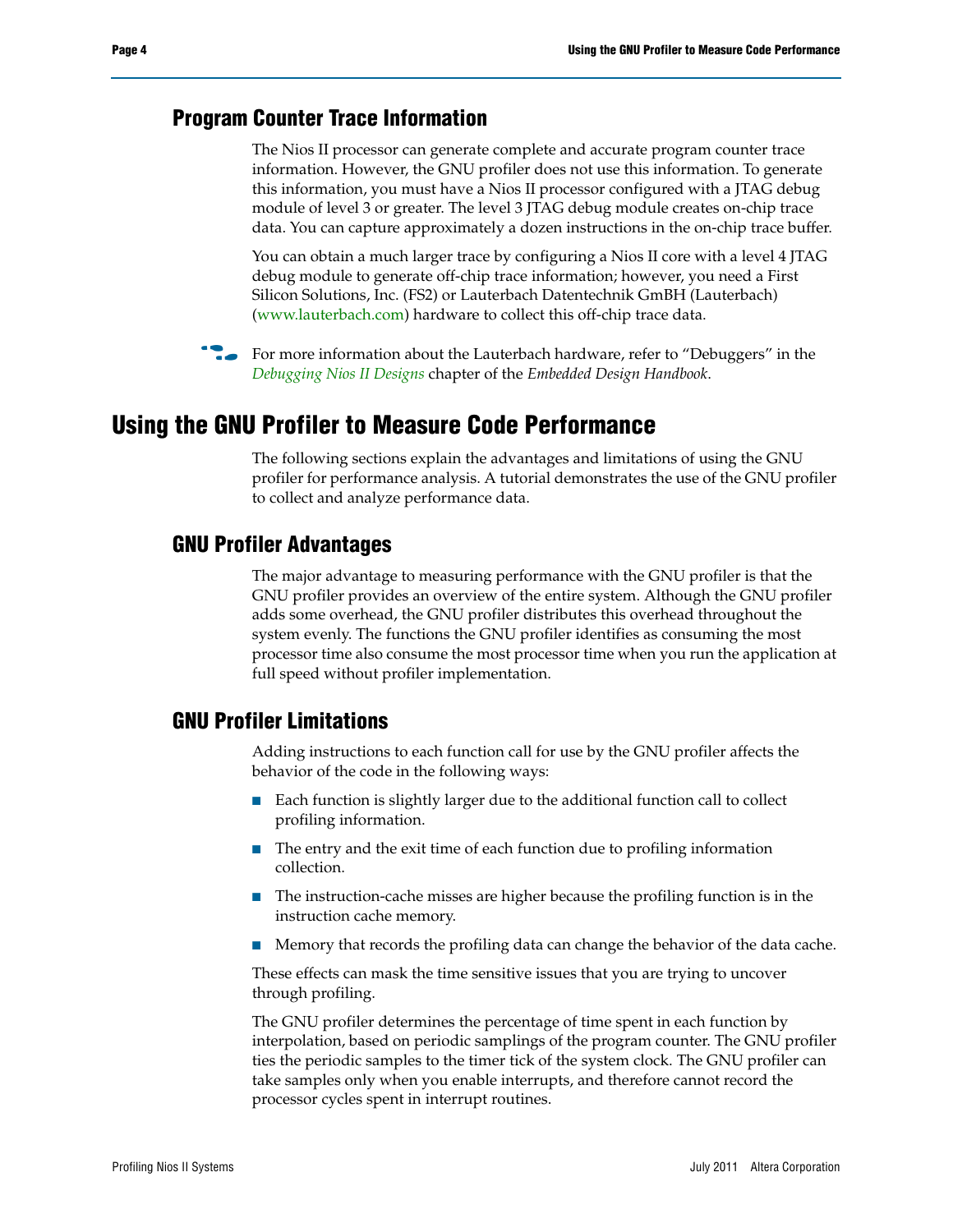### Program Counter Trace Information

The Nios II processor can generate complete and accurate program counter trace information. However, the GNU profiler does not use this information. To generate this information, you must have a Nios II processor configured with a JTAG debug module of level 3 or greater. The level 3 JTAG debug module creates on-chip trace data. You can capture approximately a dozen instructions in the on-chip trace buffer.

You can obtain a much larger trace by configuring a Nios II core with a level 4 JTAG debug module to generate off-chip trace information; however, you need a First Silicon Solutions, Inc. (FS2) or Lauterbach Datentechnik GmBH (Lauterbach) (www.lauterbach.com) hardware to collect this off-chip trace data.

For more information about the Lauterbach hardware, refer to “Debuggers” in the *Debugging Nios II Designs* chapter of the *Embedded Design Handbook*.

## Using the GNU Profiler to Measure Code Performance

The following sections explain the advantages and limitations of using the GNU profiler for performance analysis. A tutorial demonstrates the use of the GNU profiler to collect and analyze performance data.

### GNU Profiler Advantages

The major advantage to measuring performance with the GNU profiler is that the GNU profiler provides an overview of the entire system. Although the GNU profiler adds some overhead, the GNU profiler distributes this overhead throughout the system evenly. The functions the GNU profiler identifies as consuming the most processor time also consume the most processor time when you run the application at full speed without profiler implementation.

### GNU Profiler Limitations

Adding instructions to each function call for use by the GNU profiler affects the behavior of the code in the following ways:

- Each function is slightly larger due to the additional function call to collect profiling information.
- The entry and the exit time of each function due to profiling information collection.
- The instruction-cache misses are higher because the profiling function is in the instruction cache memory.
- Memory that records the profiling data can change the behavior of the data cache.

These effects can mask the time sensitive issues that you are trying to uncover through profiling.

The GNU profiler determines the percentage of time spent in each function by interpolation, based on periodic samplings of the program counter. The GNU profiler ties the periodic samples to the timer tick of the system clock. The GNU profiler can take samples only when you enable interrupts, and therefore cannot record the processor cycles spent in interrupt routines.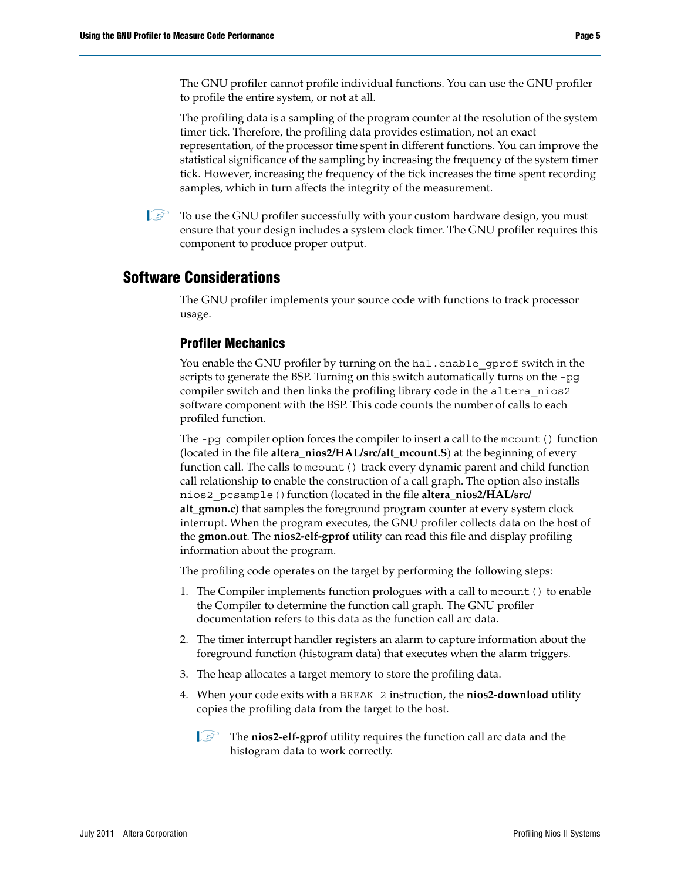The GNU profiler cannot profile individual functions. You can use the GNU profiler to profile the entire system, or not at all.

The profiling data is a sampling of the program counter at the resolution of the system timer tick. Therefore, the profiling data provides estimation, not an exact representation, of the processor time spent in different functions. You can improve the statistical significance of the sampling by increasing the frequency of the system timer tick. However, increasing the frequency of the tick increases the time spent recording samples, which in turn affects the integrity of the measurement.

> To use the GNU profiler successfully with your custom hardware design, you must ensure that your design includes a system clock timer. The GNU profiler requires this component to produce proper output.

## Software Considerations

The GNU profiler implements your source code with functions to track processor usage.

### Profiler Mechanics

You enable the GNU profiler by turning on the `hal.enable_gprof` switch in the scripts to generate the BSP. Turning on this switch automatically turns on the `-pg` compiler switch and then links the profiling library code in the `altera_nios2` software component with the BSP. This code counts the number of calls to each profiled function.

The `-pg` compiler option forces the compiler to insert a call to the `mcount()` function (located in the file **altera_nios2/HAL/src/alt_mcount.S**) at the beginning of every function call. The calls to `mcount()` track every dynamic parent and child function call relationship to enable the construction of a call graph. The option also installs `nios2_pcsample()` function (located in the file **altera_nios2/HAL/src/alt_gmon.c**) that samples the foreground program counter at every system clock interrupt. When the program executes, the GNU profiler collects data on the host of the **gmon.out**. The **nios2-elf-gprof** utility can read this file and display profiling information about the program.

The profiling code operates on the target by performing the following steps:

1. The Compiler implements function prologues with a call to `mcount()` to enable the Compiler to determine the function call graph. The GNU profiler documentation refers to this data as the function call arc data.
2. The timer interrupt handler registers an alarm to capture information about the foreground function (histogram data) that executes when the alarm triggers.
3. The heap allocates a target memory to store the profiling data.
4. When your code exits with a `BREAK 2` instruction, the **nios2-download** utility copies the profiling data from the target to the host.

> The **nios2-elf-gprof** utility requires the function call arc data and the histogram data to work correctly.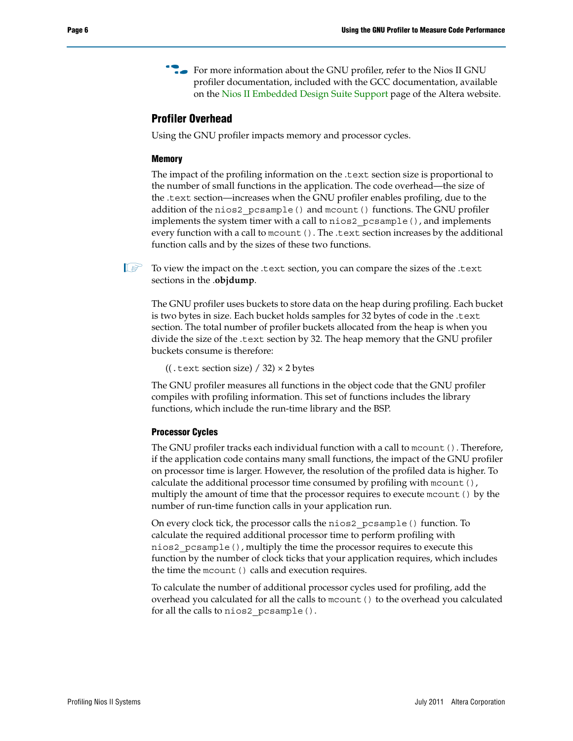For more information about the GNU profiler, refer to the Nios II GNU profiler documentation, included with the GCC documentation, available on the Nios II Embedded Design Suite Support page of the Altera website.

## Profiler Overhead

Using the GNU profiler impacts memory and processor cycles.

### Memory

The impact of the profiling information on the `.text` section size is proportional to the number of small functions in the application. The code overhead—the size of the `.text` section—increases when the GNU profiler enables profiling, due to the addition of the `nios2_pcsample()` and `mcount()` functions. The GNU profiler implements the system timer with a call to `nios2_pcsample()`, and implements every function with a call to `mcount()`. The `.text` section increases by the additional function calls and by the sizes of these two functions.

To view the impact on the `.text` section, you can compare the sizes of the `.text` sections in the **.objdump**.

The GNU profiler uses buckets to store data on the heap during profiling. Each bucket is two bytes in size. Each bucket holds samples for 32 bytes of code in the `.text` section. The total number of profiler buckets allocated from the heap is when you divide the size of the `.text` section by 32. The heap memory that the GNU profiler buckets consume is therefore:

((`.text` section size) / 32) × 2 bytes

The GNU profiler measures all functions in the object code that the GNU profiler compiles with profiling information. This set of functions includes the library functions, which include the run-time library and the BSP.

### Processor Cycles

The GNU profiler tracks each individual function with a call to `mcount()`. Therefore, if the application code contains many small functions, the impact of the GNU profiler on processor time is larger. However, the resolution of the profiled data is higher. To calculate the additional processor time consumed by profiling with `mcount()`, multiply the amount of time that the processor requires to execute `mcount()` by the number of run-time function calls in your application run.

On every clock tick, the processor calls the `nios2_pcsample()` function. To calculate the required additional processor time to perform profiling with `nios2_pcsample()`, multiply the time the processor requires to execute this function by the number of clock ticks that your application requires, which includes the time the `mcount()` calls and execution requires.

To calculate the number of additional processor cycles used for profiling, add the overhead you calculated for all the calls to `mcount()` to the overhead you calculated for all the calls to `nios2_pcsample()`.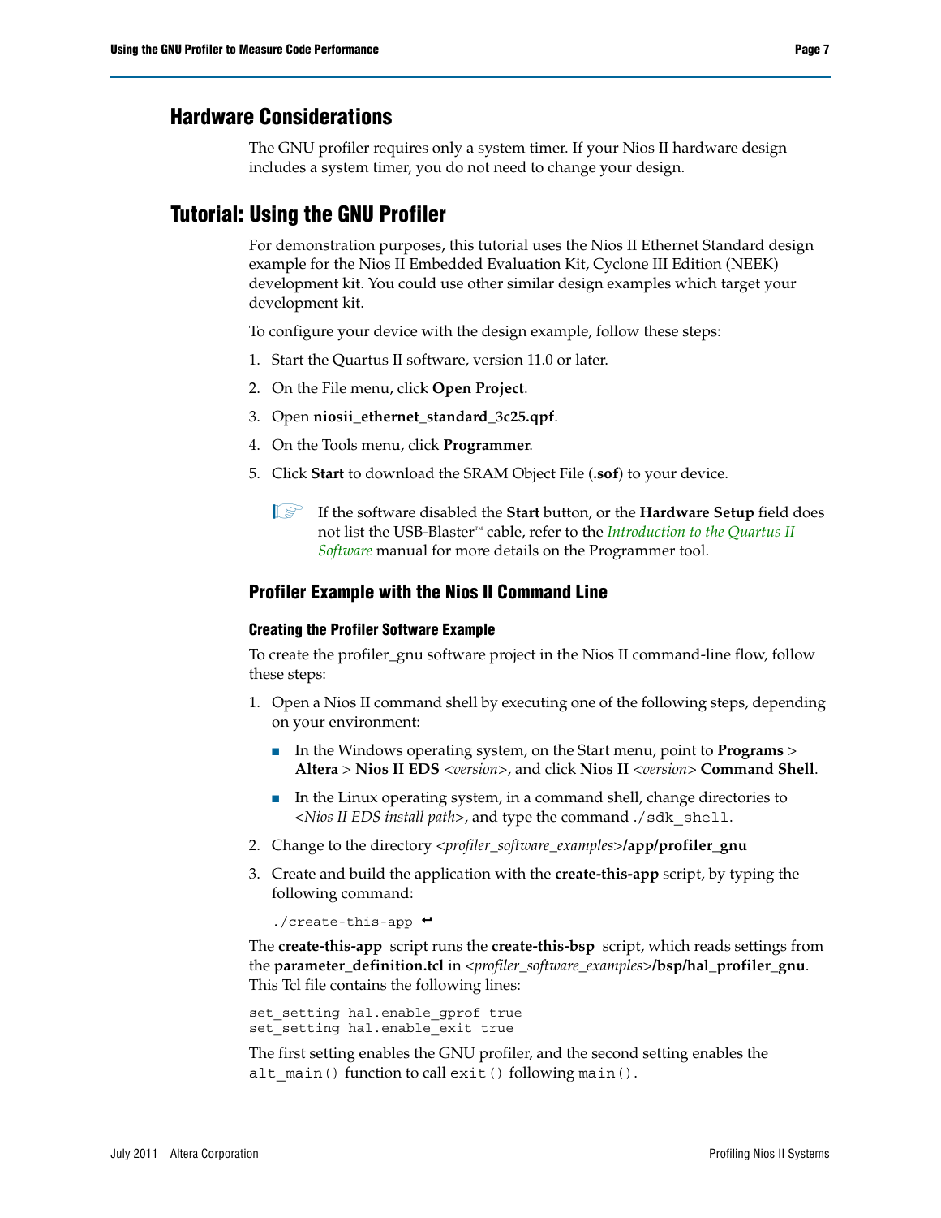## Hardware Considerations

The GNU profiler requires only a system timer. If your Nios II hardware design includes a system timer, you do not need to change your design.

## Tutorial: Using the GNU Profiler

For demonstration purposes, this tutorial uses the Nios II Ethernet Standard design example for the Nios II Embedded Evaluation Kit, Cyclone III Edition (NEEK) development kit. You could use other similar design examples which target your development kit.

To configure your device with the design example, follow these steps:

1. Start the Quartus II software, version 11.0 or later.
2. On the File menu, click **Open Project**.
3. Open **niosii_ethernet_standard_3c25.qpf**.
4. On the Tools menu, click **Programmer**.
5. Click **Start** to download the SRAM Object File (**.sof**) to your device.

> If the software disabled the **Start** button, or the **Hardware Setup** field does not list the USB-Blaster™ cable, refer to the *Introduction to the Quartus II Software* manual for more details on the Programmer tool.

### Profiler Example with the Nios II Command Line

#### Creating the Profiler Software Example

To create the profiler_gnu software project in the Nios II command-line flow, follow these steps:

1. Open a Nios II command shell by executing one of the following steps, depending on your environment:
   - In the Windows operating system, on the Start menu, point to **Programs** > **Altera** > **Nios II EDS** <*version*>, and click **Nios II** <*version*> **Command Shell**.
   - In the Linux operating system, in a command shell, change directories to <*Nios II EDS install path*>, and type the command `./sdk_shell`.
2. Change to the directory <*profiler_software_examples*>**/app/profiler_gnu**
3. Create and build the application with the **create-this-app** script, by typing the following command:

   ```
   ./create-this-app ↵
   ```

The **create-this-app** script runs the **create-this-bsp** script, which reads settings from the **parameter_definition.tcl** in <*profiler_software_examples*>**/bsp/hal_profiler_gnu**. This Tcl file contains the following lines:

```
set_setting hal.enable_gprof true
set_setting hal.enable_exit true
```

The first setting enables the GNU profiler, and the second setting enables the `alt_main()` function to call `exit()` following `main()`.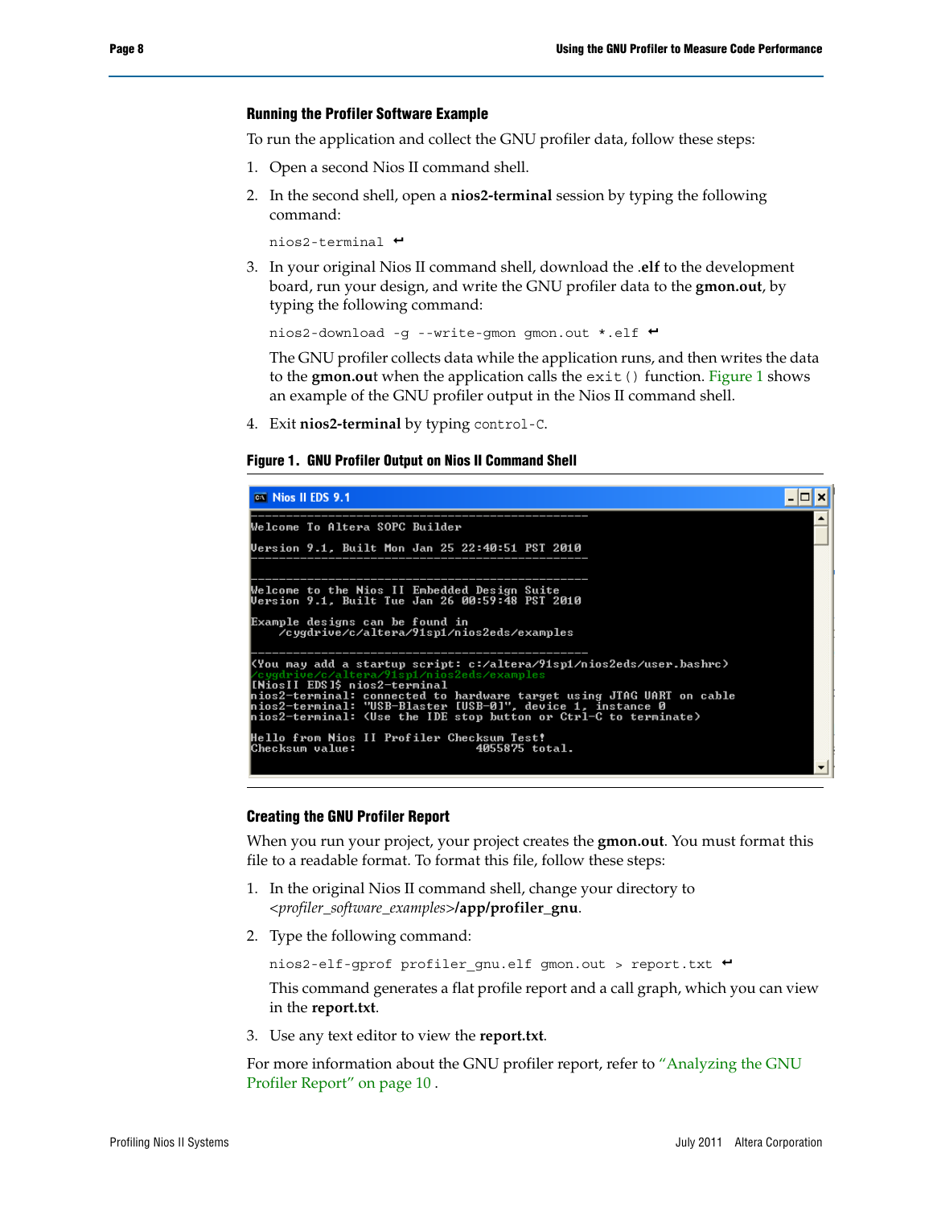### Running the Profiler Software Example

To run the application and collect the GNU profiler data, follow these steps:

1. Open a second Nios II command shell.
2. In the second shell, open a **nios2-terminal** session by typing the following command:

   ```
   nios2-terminal ↵
   ```

3. In your original Nios II command shell, download the **.elf** to the development board, run your design, and write the GNU profiler data to the **gmon.out**, by typing the following command:

   ```
   nios2-download -g --write-gmon gmon.out *.elf ↵
   ```

   The GNU profiler collects data while the application runs, and then writes the data to the **gmon.out** when the application calls the `exit()` function. Figure 1 shows an example of the GNU profiler output in the Nios II command shell.

4. Exit **nios2-terminal** by typing `control-C`.

**Figure 1. GNU Profiler Output on Nios II Command Shell**

```
Nios II EDS 9.1
------------------------------------------------
Welcome To Altera SOPC Builder

Version 9.1, Built Mon Jan 25 22:40:51 PST 2010
------------------------------------------------

------------------------------------------------
Welcome to the Nios II Embedded Design Suite
Version 9.1, Built Tue Jan 26 00:59:48 PST 2010

Example designs can be found in
    /cygdrive/c/altera/91sp1/nios2eds/examples

------------------------------------------------
(You may add a startup script: c:/altera/91sp1/nios2eds/user.bashrc)
/cygdrive/c/altera/91sp1/nios2eds/examples
[NiosII EDS]$ nios2-terminal
nios2-terminal: connected to hardware target using JTAG UART on cable
nios2-terminal: "USB-Blaster [USB-0]", device 1, instance 0
nios2-terminal: (Use the IDE stop button or Ctrl-C to terminate)

Hello from Nios II Profiler Checksum Test!
Checksum value:                  4055875 total.
```

### Creating the GNU Profiler Report

When you run your project, your project creates the **gmon.out**. You must format this file to a readable format. To format this file, follow these steps:

1. In the original Nios II command shell, change your directory to *<profiler_software_examples>***/app/profiler_gnu**.
2. Type the following command:

   ```
   nios2-elf-gprof profiler_gnu.elf gmon.out > report.txt ↵
   ```

   This command generates a flat profile report and a call graph, which you can view in the **report.txt**.

3. Use any text editor to view the **report.txt**.

For more information about the GNU profiler report, refer to "Analyzing the GNU Profiler Report" on page 10 .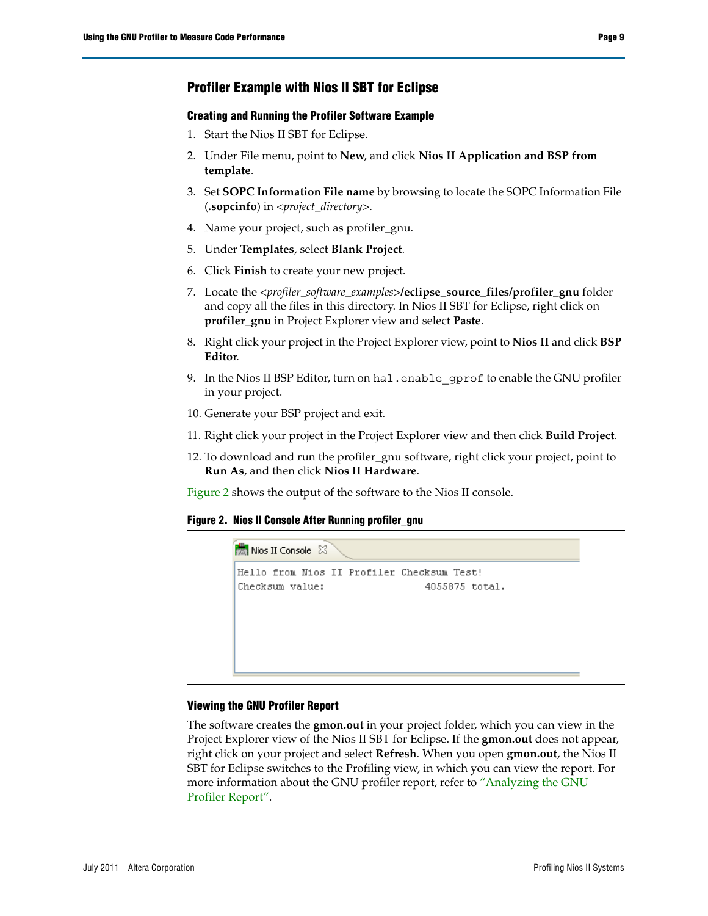## Profiler Example with Nios II SBT for Eclipse

### Creating and Running the Profiler Software Example

1. Start the Nios II SBT for Eclipse.
2. Under File menu, point to **New**, and click **Nios II Application and BSP from template**.
3. Set **SOPC Information File name** by browsing to locate the SOPC Information File (**.sopcinfo**) in <*project_directory*>.
4. Name your project, such as profiler_gnu.
5. Under **Templates**, select **Blank Project**.
6. Click **Finish** to create your new project.
7. Locate the <*profiler_software_examples*>**/eclipse_source_files/profiler_gnu** folder and copy all the files in this directory. In Nios II SBT for Eclipse, right click on **profiler_gnu** in Project Explorer view and select **Paste**.
8. Right click your project in the Project Explorer view, point to **Nios II** and click **BSP Editor**.
9. In the Nios II BSP Editor, turn on `hal.enable_gprof` to enable the GNU profiler in your project.
10. Generate your BSP project and exit.
11. Right click your project in the Project Explorer view and then click **Build Project**.
12. To download and run the profiler_gnu software, right click your project, point to **Run As**, and then click **Nios II Hardware**.

Figure 2 shows the output of the software to the Nios II console.

**Figure 2. Nios II Console After Running profiler_gnu**

```
Nios II Console

Hello from Nios II Profiler Checksum Test!
Checksum value:                4055875 total.
```

### Viewing the GNU Profiler Report

The software creates the **gmon.out** in your project folder, which you can view in the Project Explorer view of the Nios II SBT for Eclipse. If the **gmon.out** does not appear, right click on your project and select **Refresh**. When you open **gmon.out**, the Nios II SBT for Eclipse switches to the Profiling view, in which you can view the report. For more information about the GNU profiler report, refer to "Analyzing the GNU Profiler Report".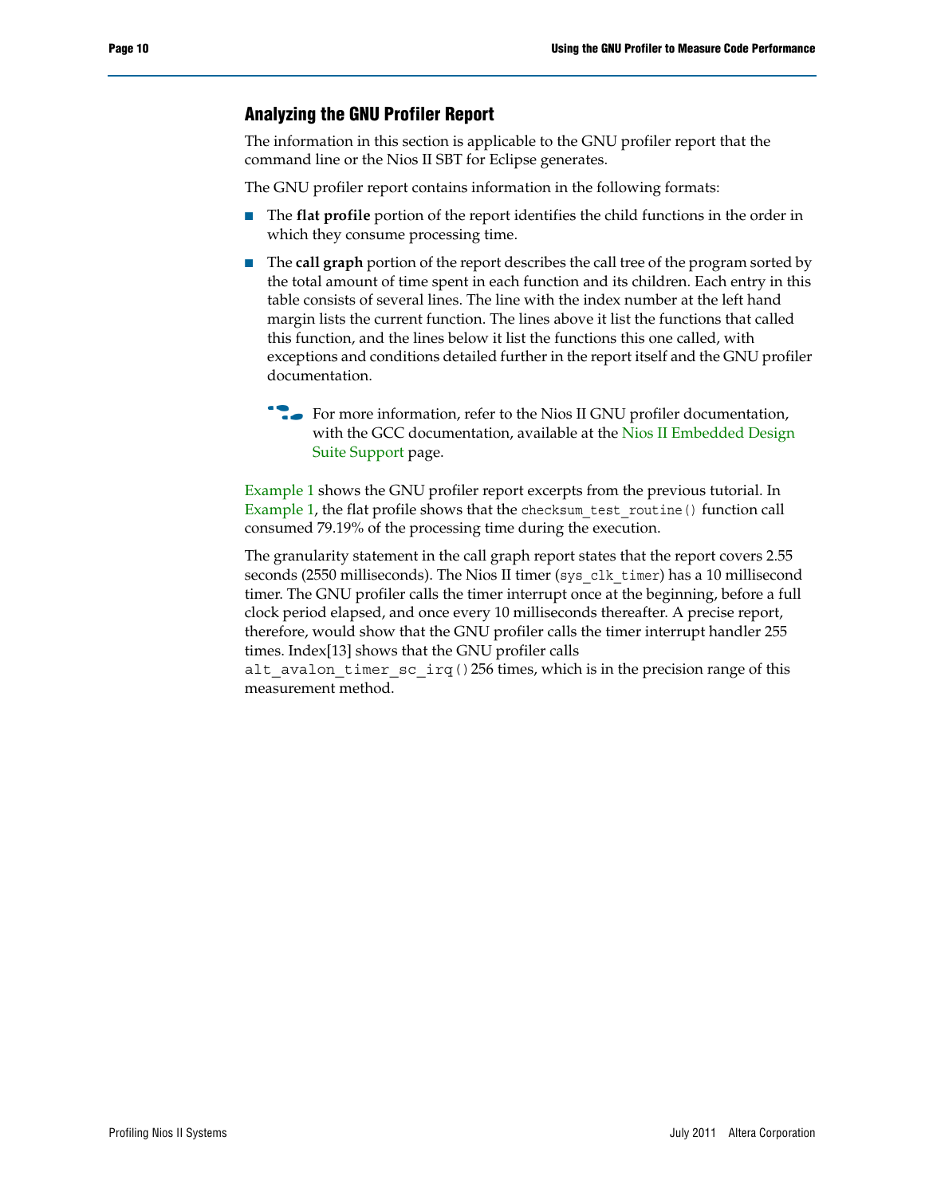## Analyzing the GNU Profiler Report

The information in this section is applicable to the GNU profiler report that the command line or the Nios II SBT for Eclipse generates.

The GNU profiler report contains information in the following formats:

- The **flat profile** portion of the report identifies the child functions in the order in which they consume processing time.
- The **call graph** portion of the report describes the call tree of the program sorted by the total amount of time spent in each function and its children. Each entry in this table consists of several lines. The line with the index number at the left hand margin lists the current function. The lines above it list the functions that called this function, and the lines below it list the functions this one called, with exceptions and conditions detailed further in the report itself and the GNU profiler documentation.

For more information, refer to the Nios II GNU profiler documentation, with the GCC documentation, available at the Nios II Embedded Design Suite Support page.

Example 1 shows the GNU profiler report excerpts from the previous tutorial. In Example 1, the flat profile shows that the `checksum_test_routine()` function call consumed 79.19% of the processing time during the execution.

The granularity statement in the call graph report states that the report covers 2.55 seconds (2550 milliseconds). The Nios II timer (`sys_clk_timer`) has a 10 millisecond timer. The GNU profiler calls the timer interrupt once at the beginning, before a full clock period elapsed, and once every 10 milliseconds thereafter. A precise report, therefore, would show that the GNU profiler calls the timer interrupt handler 255 times. Index[13] shows that the GNU profiler calls `alt_avalon_timer_sc_irq()` 256 times, which is in the precision range of this measurement method.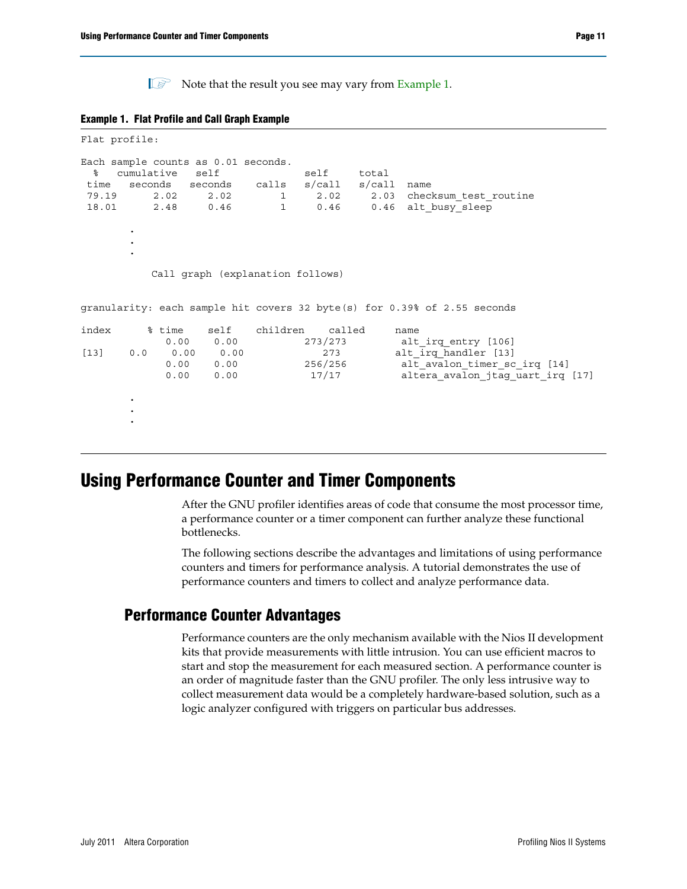Note that the result you see may vary from Example 1.

**Example 1. Flat Profile and Call Graph Example**

```
Flat profile:

Each sample counts as 0.01 seconds.
  %   cumulative   self              self     total
 time   seconds   seconds    calls   s/call   s/call  name
 79.19      2.02     2.02        1     2.02     2.03  checksum_test_routine
 18.01      2.48     0.46        1     0.46     0.46  alt_busy_sleep

        .
        .
        .

            Call graph (explanation follows)


granularity: each sample hit covers 32 byte(s) for 0.39% of 2.55 seconds

index      % time    self   children    called     name
              0.00    0.00         273/273         alt_irq_entry [106]
[13]    0.0    0.00    0.00            273        alt_irq_handler [13]
              0.00    0.00         256/256         alt_avalon_timer_sc_irq [14]
              0.00    0.00          17/17          altera_avalon_jtag_uart_irq [17]

        .
        .
        .
```

# Using Performance Counter and Timer Components

After the GNU profiler identifies areas of code that consume the most processor time, a performance counter or a timer component can further analyze these functional bottlenecks.

The following sections describe the advantages and limitations of using performance counters and timers for performance analysis. A tutorial demonstrates the use of performance counters and timers to collect and analyze performance data.

## Performance Counter Advantages

Performance counters are the only mechanism available with the Nios II development kits that provide measurements with little intrusion. You can use efficient macros to start and stop the measurement for each measured section. A performance counter is an order of magnitude faster than the GNU profiler. The only less intrusive way to collect measurement data would be a completely hardware-based solution, such as a logic analyzer configured with triggers on particular bus addresses.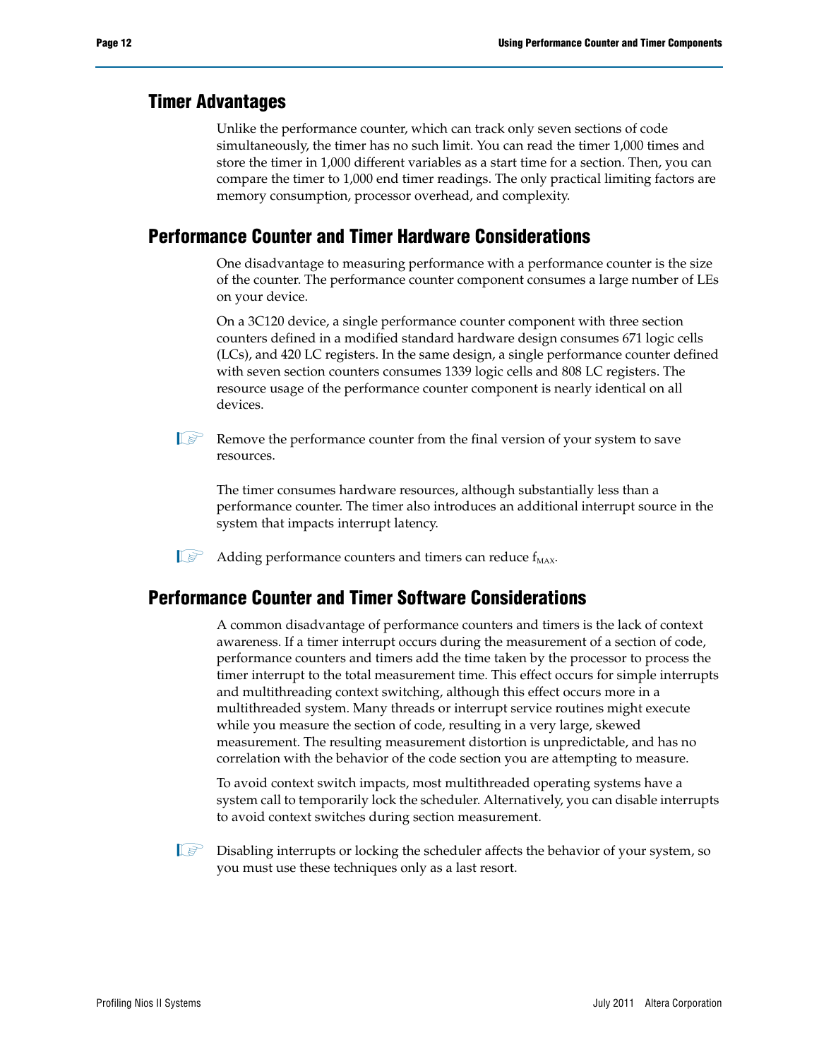## Timer Advantages

Unlike the performance counter, which can track only seven sections of code simultaneously, the timer has no such limit. You can read the timer 1,000 times and store the timer in 1,000 different variables as a start time for a section. Then, you can compare the timer to 1,000 end timer readings. The only practical limiting factors are memory consumption, processor overhead, and complexity.

## Performance Counter and Timer Hardware Considerations

One disadvantage to measuring performance with a performance counter is the size of the counter. The performance counter component consumes a large number of LEs on your device.

On a 3C120 device, a single performance counter component with three section counters defined in a modified standard hardware design consumes 671 logic cells (LCs), and 420 LC registers. In the same design, a single performance counter defined with seven section counters consumes 1339 logic cells and 808 LC registers. The resource usage of the performance counter component is nearly identical on all devices.

Remove the performance counter from the final version of your system to save resources.

The timer consumes hardware resources, although substantially less than a performance counter. The timer also introduces an additional interrupt source in the system that impacts interrupt latency.

Adding performance counters and timers can reduce $f_{MAX}$.

## Performance Counter and Timer Software Considerations

A common disadvantage of performance counters and timers is the lack of context awareness. If a timer interrupt occurs during the measurement of a section of code, performance counters and timers add the time taken by the processor to process the timer interrupt to the total measurement time. This effect occurs for simple interrupts and multithreading context switching, although this effect occurs more in a multithreaded system. Many threads or interrupt service routines might execute while you measure the section of code, resulting in a very large, skewed measurement. The resulting measurement distortion is unpredictable, and has no correlation with the behavior of the code section you are attempting to measure.

To avoid context switch impacts, most multithreaded operating systems have a system call to temporarily lock the scheduler. Alternatively, you can disable interrupts to avoid context switches during section measurement.

Disabling interrupts or locking the scheduler affects the behavior of your system, so you must use these techniques only as a last resort.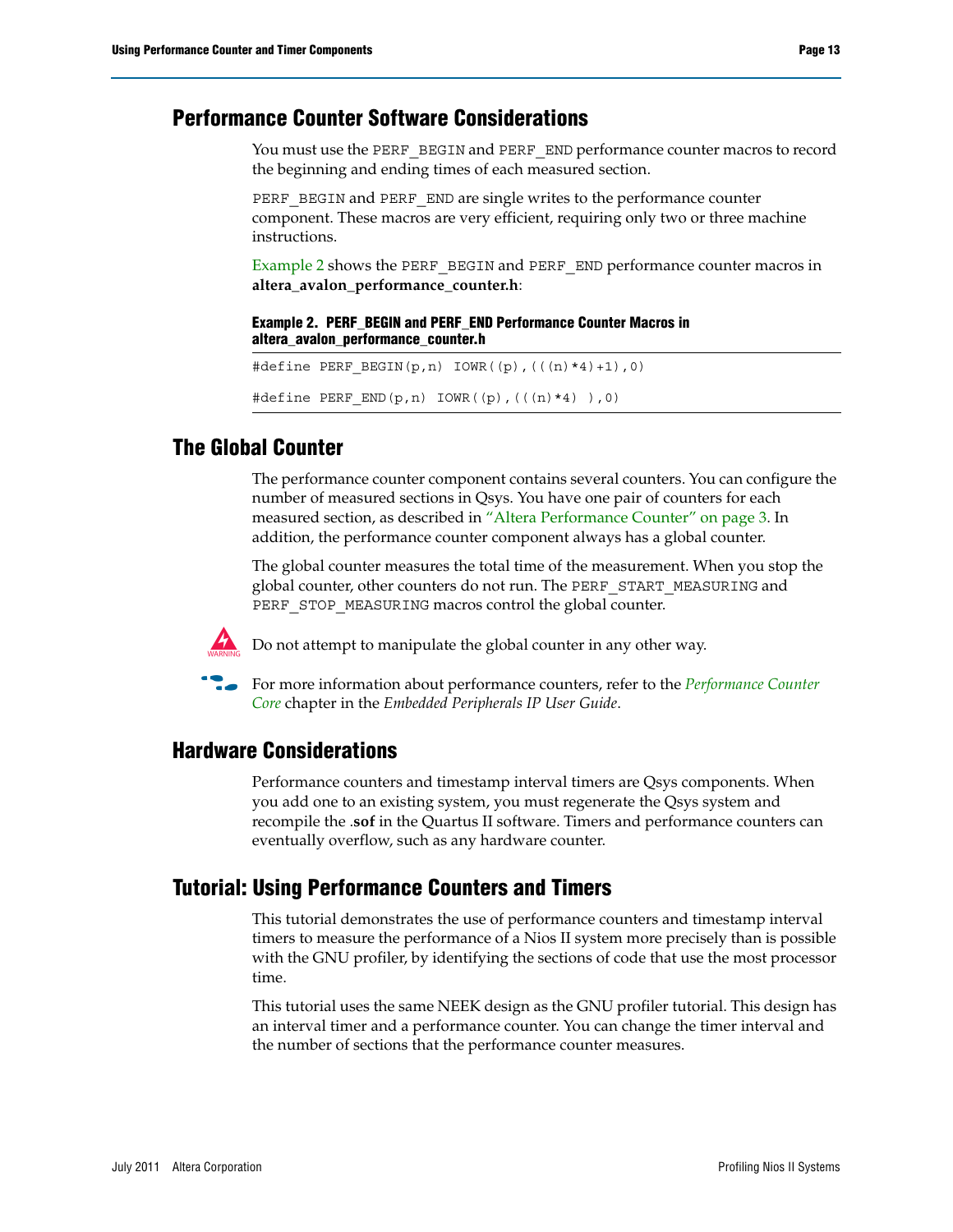## Performance Counter Software Considerations

You must use the PERF_BEGIN and PERF_END performance counter macros to record the beginning and ending times of each measured section.

PERF_BEGIN and PERF_END are single writes to the performance counter component. These macros are very efficient, requiring only two or three machine instructions.

Example 2 shows the PERF_BEGIN and PERF_END performance counter macros in **altera_avalon_performance_counter.h**:

**Example 2. PERF_BEGIN and PERF_END Performance Counter Macros in altera_avalon_performance_counter.h**

```
#define PERF_BEGIN(p,n) IOWR((p),(((n)*4)+1),0)

#define PERF_END(p,n) IOWR((p),(((n)*4) ),0)
```

## The Global Counter

The performance counter component contains several counters. You can configure the number of measured sections in Qsys. You have one pair of counters for each measured section, as described in "Altera Performance Counter" on page 3. In addition, the performance counter component always has a global counter.

The global counter measures the total time of the measurement. When you stop the global counter, other counters do not run. The PERF_START_MEASURING and PERF_STOP_MEASURING macros control the global counter.

WARNING: Do not attempt to manipulate the global counter in any other way.

For more information about performance counters, refer to the *Performance Counter Core* chapter in the *Embedded Peripherals IP User Guide*.

## Hardware Considerations

Performance counters and timestamp interval timers are Qsys components. When you add one to an existing system, you must regenerate the Qsys system and recompile the **.sof** in the Quartus II software. Timers and performance counters can eventually overflow, such as any hardware counter.

## Tutorial: Using Performance Counters and Timers

This tutorial demonstrates the use of performance counters and timestamp interval timers to measure the performance of a Nios II system more precisely than is possible with the GNU profiler, by identifying the sections of code that use the most processor time.

This tutorial uses the same NEEK design as the GNU profiler tutorial. This design has an interval timer and a performance counter. You can change the timer interval and the number of sections that the performance counter measures.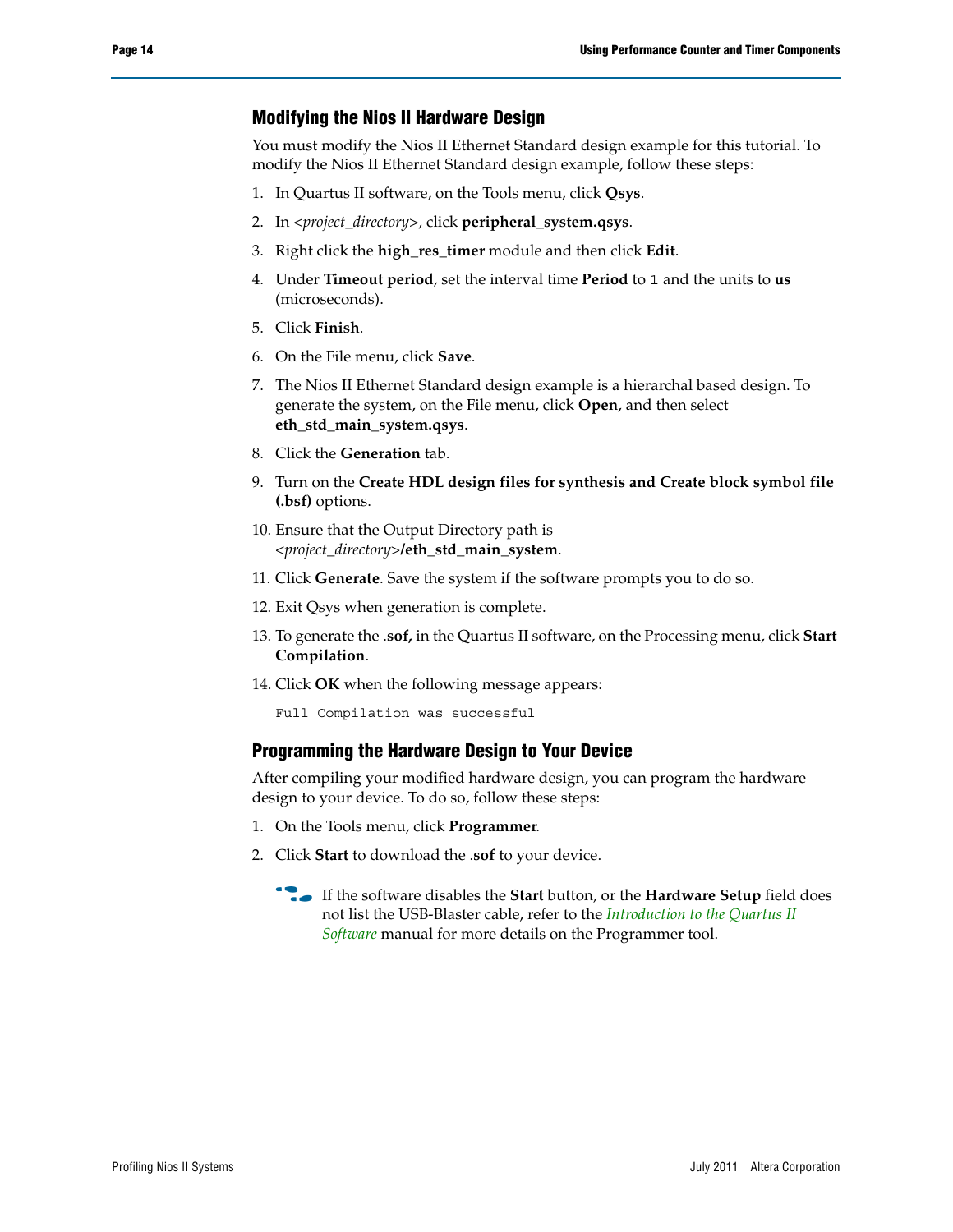## Modifying the Nios II Hardware Design

You must modify the Nios II Ethernet Standard design example for this tutorial. To modify the Nios II Ethernet Standard design example, follow these steps:

1. In Quartus II software, on the Tools menu, click **Qsys**.
2. In *<project_directory>*, click **peripheral_system.qsys**.
3. Right click the **high_res_timer** module and then click **Edit**.
4. Under **Timeout period**, set the interval time **Period** to `1` and the units to **us** (microseconds).
5. Click **Finish**.
6. On the File menu, click **Save**.
7. The Nios II Ethernet Standard design example is a hierarchal based design. To generate the system, on the File menu, click **Open**, and then select **eth_std_main_system.qsys**.
8. Click the **Generation** tab.
9. Turn on the **Create HDL design files for synthesis and Create block symbol file (.bsf)** options.
10. Ensure that the Output Directory path is *<project_directory>***/eth_std_main_system**.
11. Click **Generate**. Save the system if the software prompts you to do so.
12. Exit Qsys when generation is complete.
13. To generate the .**sof,** in the Quartus II software, on the Processing menu, click **Start Compilation**.
14. Click **OK** when the following message appears:

```
Full Compilation was successful
```

## Programming the Hardware Design to Your Device

After compiling your modified hardware design, you can program the hardware design to your device. To do so, follow these steps:

1. On the Tools menu, click **Programmer**.
2. Click **Start** to download the .**sof** to your device.

If the software disables the **Start** button, or the **Hardware Setup** field does not list the USB-Blaster cable, refer to the *Introduction to the Quartus II Software* manual for more details on the Programmer tool.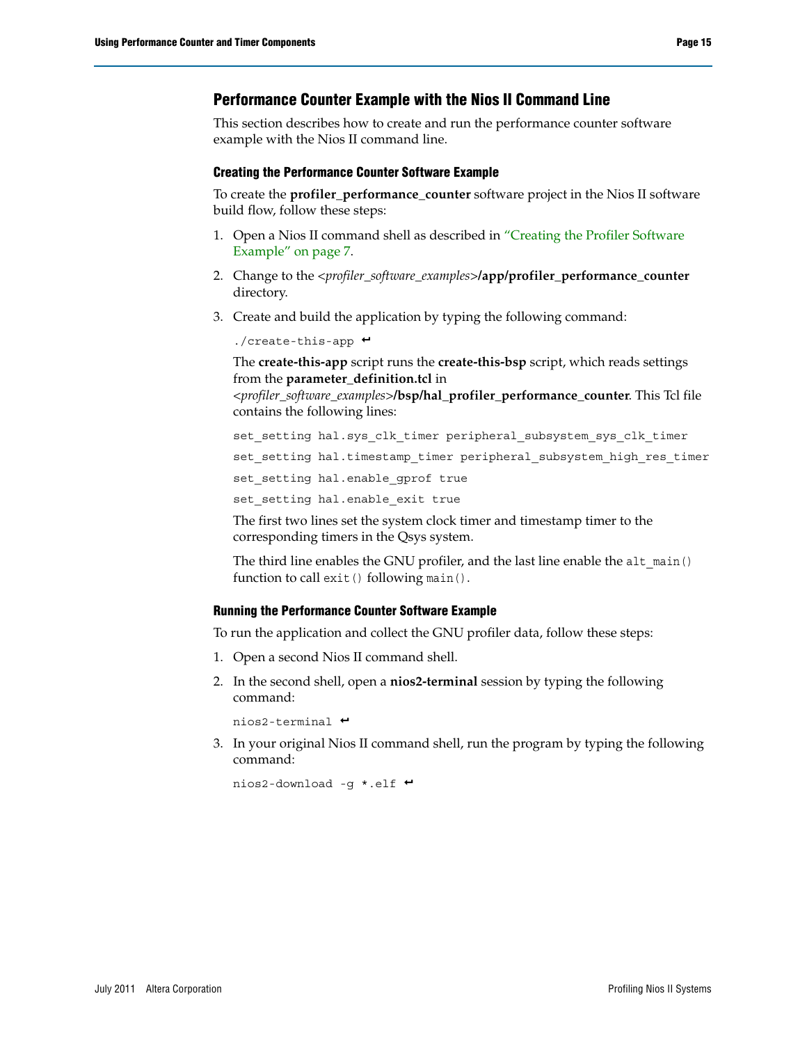## Performance Counter Example with the Nios II Command Line

This section describes how to create and run the performance counter software example with the Nios II command line.

### Creating the Performance Counter Software Example

To create the **profiler_performance_counter** software project in the Nios II software build flow, follow these steps:

1. Open a Nios II command shell as described in "Creating the Profiler Software Example" on page 7.
2. Change to the *<profiler_software_examples>***/app/profiler_performance_counter** directory.
3. Create and build the application by typing the following command:

   ```
   ./create-this-app ↵
   ```

   The **create-this-app** script runs the **create-this-bsp** script, which reads settings from the **parameter_definition.tcl** in *<profiler_software_examples>***/bsp/hal_profiler_performance_counter**. This Tcl file contains the following lines:

   ```
   set_setting hal.sys_clk_timer peripheral_subsystem_sys_clk_timer
   set_setting hal.timestamp_timer peripheral_subsystem_high_res_timer
   set_setting hal.enable_gprof true
   set_setting hal.enable_exit true
   ```

   The first two lines set the system clock timer and timestamp timer to the corresponding timers in the Qsys system.

   The third line enables the GNU profiler, and the last line enable the `alt_main()` function to call `exit()` following `main()`.

### Running the Performance Counter Software Example

To run the application and collect the GNU profiler data, follow these steps:

1. Open a second Nios II command shell.
2. In the second shell, open a **nios2-terminal** session by typing the following command:

   ```
   nios2-terminal ↵
   ```

3. In your original Nios II command shell, run the program by typing the following command:

   ```
   nios2-download -g *.elf ↵
   ```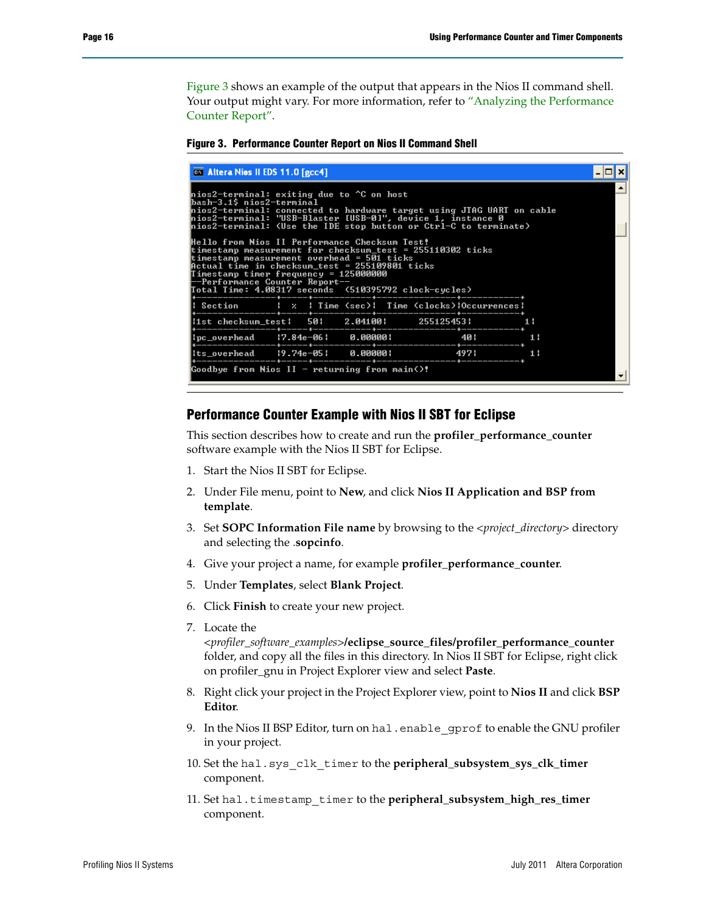Figure 3 shows an example of the output that appears in the Nios II command shell. Your output might vary. For more information, refer to "Analyzing the Performance Counter Report".

**Figure 3. Performance Counter Report on Nios II Command Shell**

```
nios2-terminal: exiting due to ^C on host
bash-3.1$ nios2-terminal
nios2-terminal: connected to hardware target using JTAG UART on cable
nios2-terminal: "USB-Blaster [USB-0]", device 1, instance 0
nios2-terminal: (Use the IDE stop button or Ctrl-C to terminate)

Hello from Nios II Performance Checksum Test!
timestamp measurement for checksum_test = 255110302 ticks
timestamp measurement overhead = 501 ticks
Actual time in checksum_test = 255109801 ticks
Timestamp timer frequency = 125000000
--Performance Counter Report--
Total Time: 4.08317 seconds  (510395792 clock-cycles)
+-----------------+--------+-----------+---------------+-----------+
| Section         |   %    | Time (sec)|  Time (clocks)|Occurrences|
+-----------------+--------+-----------+---------------+-----------+
|1st checksum_test|    50  |   2.04100 |      255125453|          1|
+-----------------+--------+-----------+---------------+-----------+
|pc_overhead      |7.84e-06|   0.00000 |             40|          1|
+-----------------+--------+-----------+---------------+-----------+
|ts_overhead      |9.74e-05|   0.00000 |            497|          1|
+-----------------+--------+-----------+---------------+-----------+
Goodbye from Nios II - returning from main()!
```

## Performance Counter Example with Nios II SBT for Eclipse

This section describes how to create and run the **profiler_performance_counter** software example with the Nios II SBT for Eclipse.

1. Start the Nios II SBT for Eclipse.
2. Under File menu, point to **New**, and click **Nios II Application and BSP from template**.
3. Set **SOPC Information File name** by browsing to the *<project_directory>* directory and selecting the **.sopcinfo**.
4. Give your project a name, for example **profiler_performance_counter**.
5. Under **Templates**, select **Blank Project**.
6. Click **Finish** to create your new project.
7. Locate the *<profiler_software_examples>***/eclipse_source_files/profiler_performance_counter** folder, and copy all the files in this directory. In Nios II SBT for Eclipse, right click on profiler_gnu in Project Explorer view and select **Paste**.
8. Right click your project in the Project Explorer view, point to **Nios II** and click **BSP Editor**.
9. In the Nios II BSP Editor, turn on `hal.enable_gprof` to enable the GNU profiler in your project.
10. Set the `hal.sys_clk_timer` to the **peripheral_subsystem_sys_clk_timer** component.
11. Set `hal.timestamp_timer` to the **peripheral_subsystem_high_res_timer** component.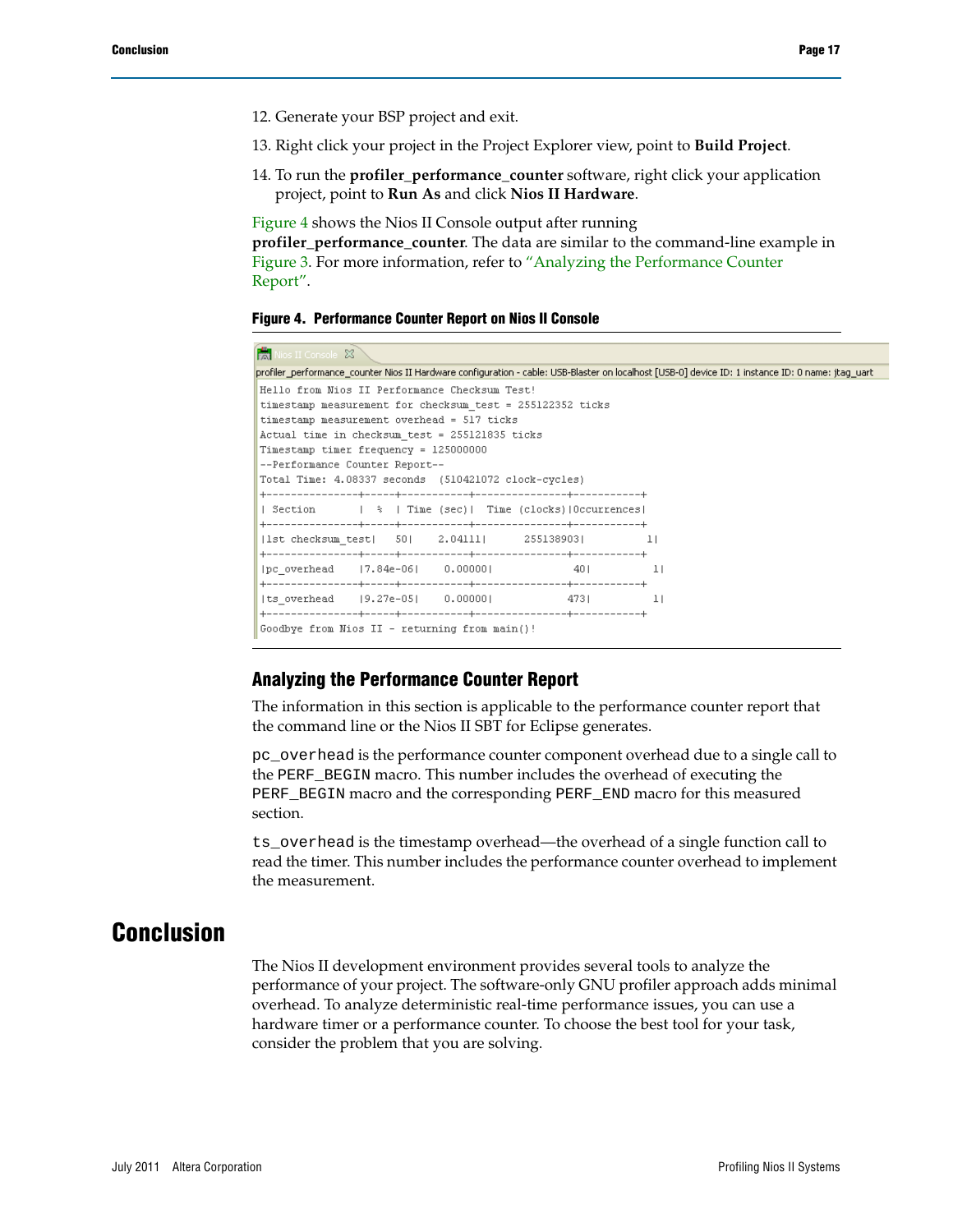12. Generate your BSP project and exit.
13. Right click your project in the Project Explorer view, point to **Build Project**.
14. To run the **profiler_performance_counter** software, right click your application project, point to **Run As** and click **Nios II Hardware**.

Figure 4 shows the Nios II Console output after running **profiler_performance_counter**. The data are similar to the command-line example in Figure 3. For more information, refer to "Analyzing the Performance Counter Report".

**Figure 4. Performance Counter Report on Nios II Console**

```
Nios II Console
profiler_performance_counter Nios II Hardware configuration - cable: USB-Blaster on localhost [USB-0] device ID: 1 instance ID: 0 name: jtag_uart
Hello from Nios II Performance Checksum Test!
timestamp measurement for checksum_test = 255122352 ticks
timestamp measurement overhead = 517 ticks
Actual time in checksum_test = 255121835 ticks
Timestamp timer frequency = 125000000
--Performance Counter Report--
Total Time: 4.08337 seconds  (510421072 clock-cycles)
+---------------+-----+-----------+---------------+-----------+
| Section       |  %  | Time (sec)|  Time (clocks)|Occurrences|
+---------------+-----+-----------+---------------+-----------+
|1st checksum_test|   50|    2.04111|      255138903|          1|
+---------------+-----+-----------+---------------+-----------+
|pc_overhead    |7.84e-06|    0.00000|             40|          1|
+---------------+-----+-----------+---------------+-----------+
|ts_overhead    |9.27e-05|    0.00000|            473|          1|
+---------------+-----+-----------+---------------+-----------+
Goodbye from Nios II - returning from main()!
```

### Analyzing the Performance Counter Report

The information in this section is applicable to the performance counter report that the command line or the Nios II SBT for Eclipse generates.

`pc_overhead` is the performance counter component overhead due to a single call to the `PERF_BEGIN` macro. This number includes the overhead of executing the `PERF_BEGIN` macro and the corresponding `PERF_END` macro for this measured section.

`ts_overhead` is the timestamp overhead—the overhead of a single function call to read the timer. This number includes the performance counter overhead to implement the measurement.

# Conclusion

The Nios II development environment provides several tools to analyze the performance of your project. The software-only GNU profiler approach adds minimal overhead. To analyze deterministic real-time performance issues, you can use a hardware timer or a performance counter. To choose the best tool for your task, consider the problem that you are solving.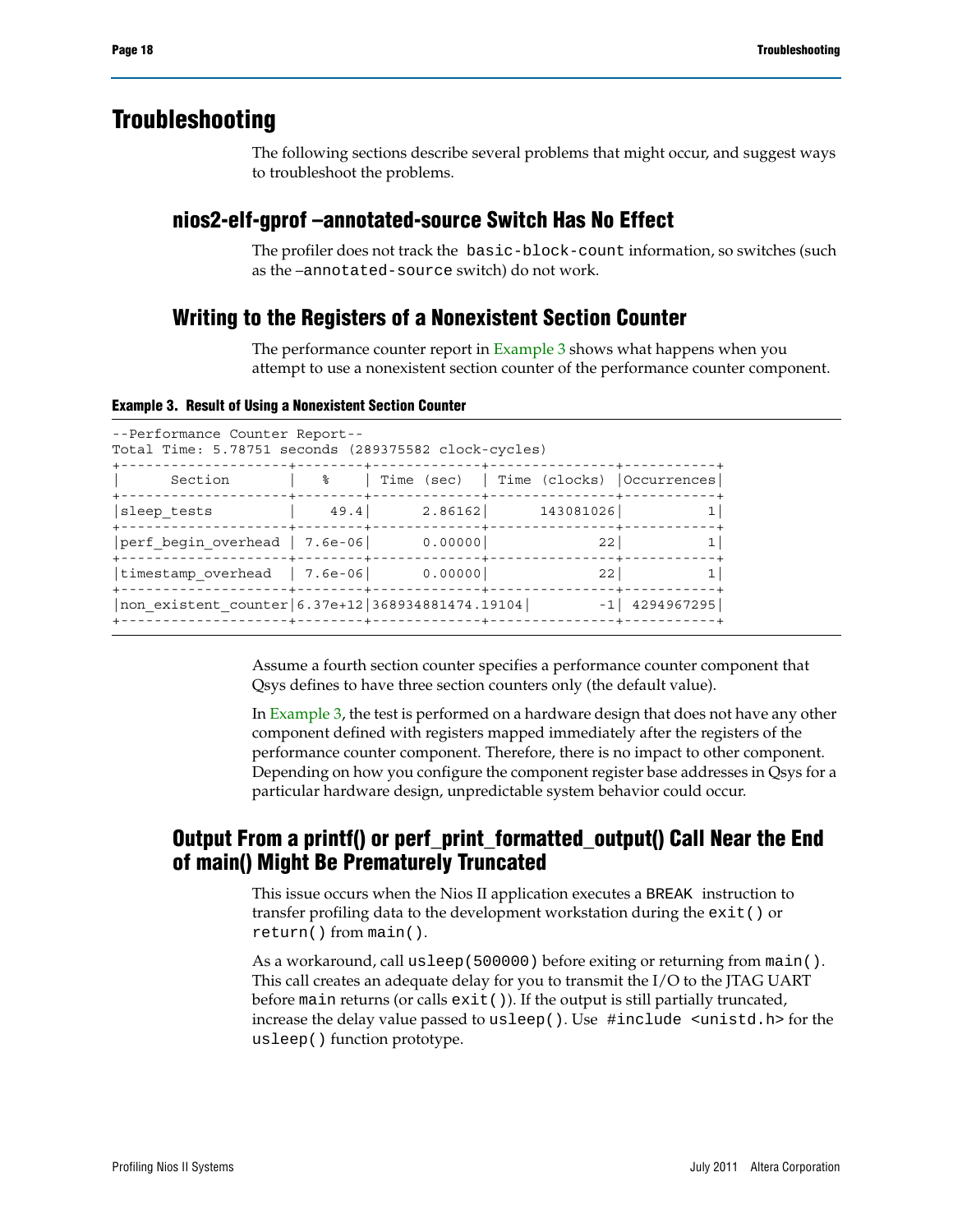# Troubleshooting

The following sections describe several problems that might occur, and suggest ways to troubleshoot the problems.

## nios2-elf-gprof –annotated-source Switch Has No Effect

The profiler does not track the `basic-block-count` information, so switches (such as the `–annotated-source` switch) do not work.

## Writing to the Registers of a Nonexistent Section Counter

The performance counter report in Example 3 shows what happens when you attempt to use a nonexistent section counter of the performance counter component.

**Example 3. Result of Using a Nonexistent Section Counter**

```
--Performance Counter Report--
Total Time: 5.78751 seconds (289375582 clock-cycles)
+--------------------+--------+-------------+---------------+-----------+
|      Section       |    %   | Time (sec)  | Time (clocks) |Occurrences|
+--------------------+--------+-------------+---------------+-----------+
|sleep_tests         |    49.4|      2.86162|      143081026|          1|
+--------------------+--------+-------------+---------------+-----------+
|perf_begin_overhead | 7.6e-06|      0.00000|             22|          1|
+--------------------+--------+-------------+---------------+-----------+
|timestamp_overhead  | 7.6e-06|      0.00000|             22|          1|
+--------------------+--------+-------------+---------------+-----------+
|non_existent_counter|6.37e+12|368934881474.19104|          -1| 4294967295|
+--------------------+--------+-------------+---------------+-----------+
```

Assume a fourth section counter specifies a performance counter component that Qsys defines to have three section counters only (the default value).

In Example 3, the test is performed on a hardware design that does not have any other component defined with registers mapped immediately after the registers of the performance counter component. Therefore, there is no impact to other component. Depending on how you configure the component register base addresses in Qsys for a particular hardware design, unpredictable system behavior could occur.

## Output From a printf() or perf_print_formatted_output() Call Near the End of main() Might Be Prematurely Truncated

This issue occurs when the Nios II application executes a `BREAK` instruction to transfer profiling data to the development workstation during the `exit()` or `return()` from `main()`.

As a workaround, call `usleep(500000)` before exiting or returning from `main()`. This call creates an adequate delay for you to transmit the I/O to the JTAG UART before `main` returns (or calls `exit()`). If the output is still partially truncated, increase the delay value passed to `usleep()`. Use `#include <unistd.h>` for the `usleep()` function prototype.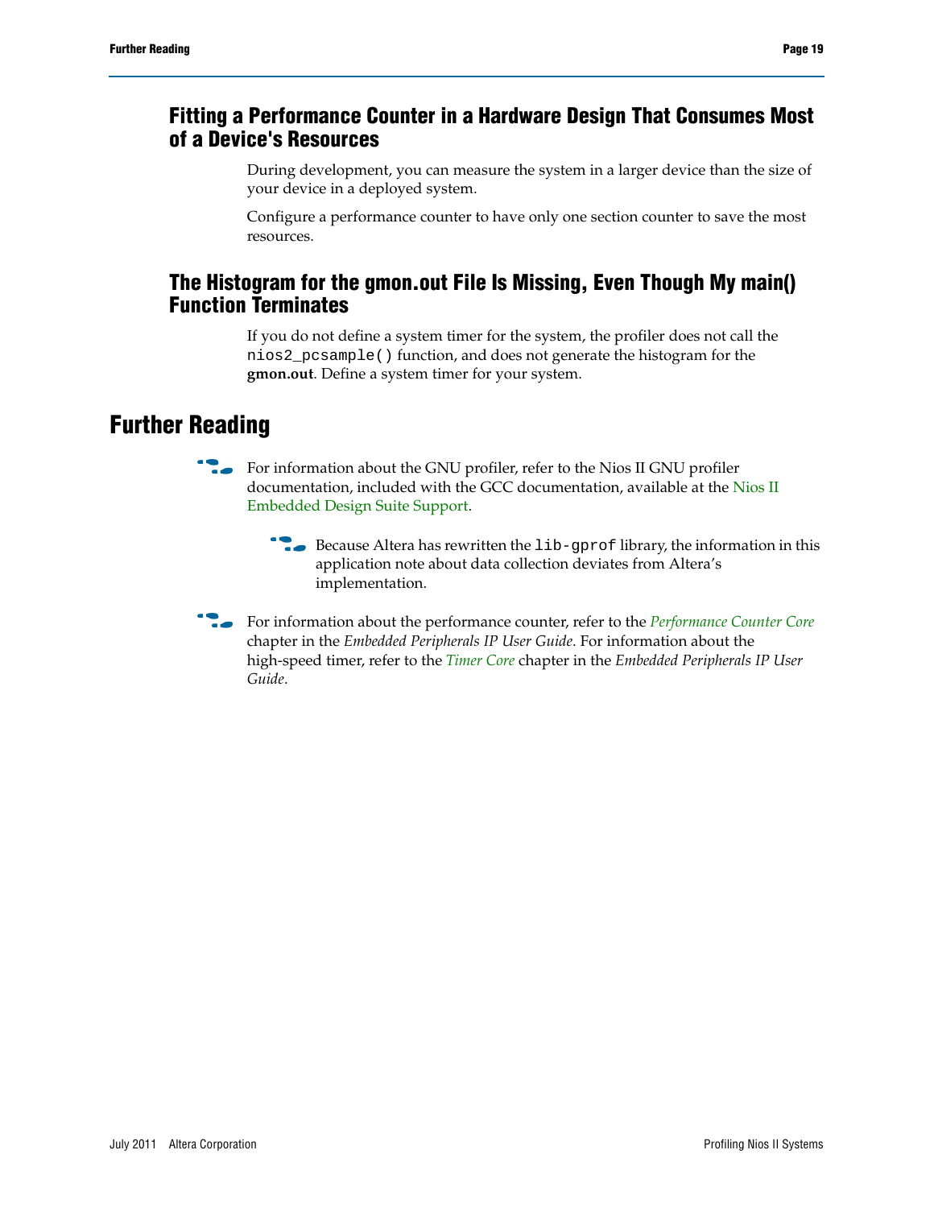### Fitting a Performance Counter in a Hardware Design That Consumes Most of a Device's Resources

During development, you can measure the system in a larger device than the size of your device in a deployed system.

Configure a performance counter to have only one section counter to save the most resources.

### The Histogram for the gmon.out File Is Missing, Even Though My main() Function Terminates

If you do not define a system timer for the system, the profiler does not call the `nios2_pcsample()` function, and does not generate the histogram for the **gmon.out**. Define a system timer for your system.

## Further Reading

For information about the GNU profiler, refer to the Nios II GNU profiler documentation, included with the GCC documentation, available at the Nios II Embedded Design Suite Support.

> Because Altera has rewritten the `lib-gprof` library, the information in this application note about data collection deviates from Altera's implementation.

For information about the performance counter, refer to the *Performance Counter Core* chapter in the *Embedded Peripherals IP User Guide*. For information about the high-speed timer, refer to the *Timer Core* chapter in the *Embedded Peripherals IP User Guide*.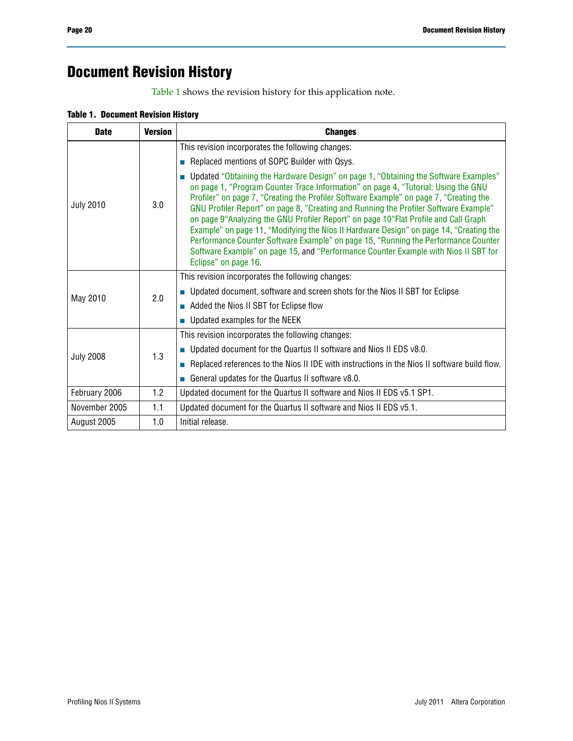# Document Revision History

Table 1 shows the revision history for this application note.

**Table 1. Document Revision History**

| Date | Version | Changes |
|---|---|---|
| July 2010 | 3.0 | This revision incorporates the following changes:<br>■ Replaced mentions of SOPC Builder with Qsys.<br>■ Updated "Obtaining the Hardware Design" on page 1, "Obtaining the Software Examples" on page 1, "Program Counter Trace Information" on page 4, "Tutorial: Using the GNU Profiler" on page 7, "Creating the Profiler Software Example" on page 7, "Creating the GNU Profiler Report" on page 8, "Creating and Running the Profiler Software Example" on page 9"Analyzing the GNU Profiler Report" on page 10"Flat Profile and Call Graph Example" on page 11, "Modifying the Nios II Hardware Design" on page 14, "Creating the Performance Counter Software Example" on page 15, "Running the Performance Counter Software Example" on page 15, and "Performance Counter Example with Nios II SBT for Eclipse" on page 16. |
| May 2010 | 2.0 | This revision incorporates the following changes:<br>■ Updated document, software and screen shots for the Nios II SBT for Eclipse<br>■ Added the Nios II SBT for Eclipse flow<br>■ Updated examples for the NEEK |
| July 2008 | 1.3 | This revision incorporates the following changes:<br>■ Updated document for the Quartus II software and Nios II EDS v8.0.<br>■ Replaced references to the Nios II IDE with instructions in the Nios II software build flow.<br>■ General updates for the Quartus II software v8.0. |
| February 2006 | 1.2 | Updated document for the Quartus II software and Nios II EDS v5.1 SP1. |
| November 2005 | 1.1 | Updated document for the Quartus II software and Nios II EDS v5.1. |
| August 2005 | 1.0 | Initial release. |